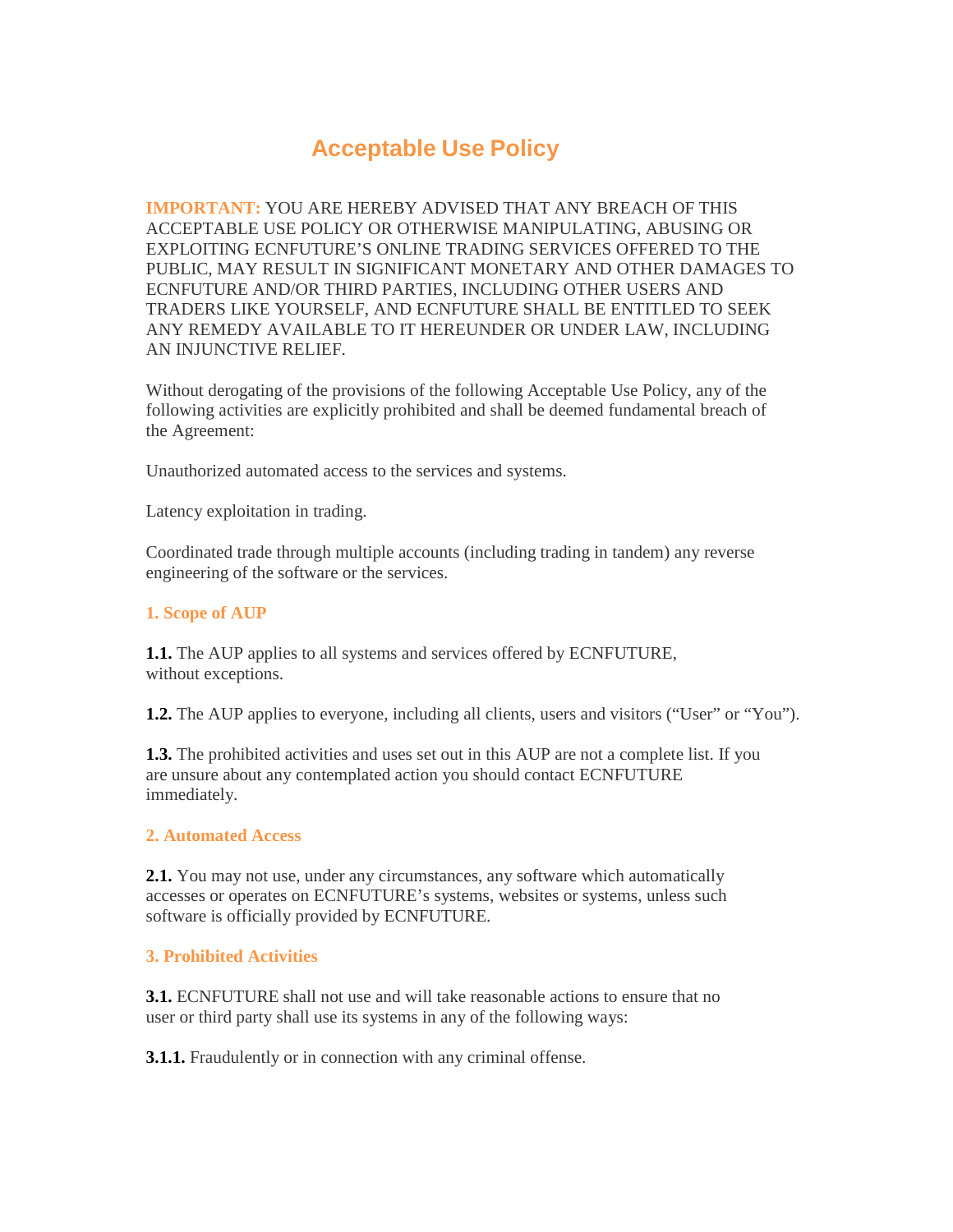# Acceptable Use Policy

**IMPORTANT:** YOU ARE HEREBY ADVISED THAT ANY BREACH OF THIS ACCEPTABLE USE POLICY OR OTHERWISE MANIPULATING, ABUSING OR EXPLOITING ECNFUTURE'S ONLINE TRADING SERVICES OFFERED TO THE PUBLIC, MAY RESULT IN SIGNIFICANT MONETARY AND OTHER DAMAGES TO ECNFUTURE AND/OR THIRD PARTIES, INCLUDING OTHER USERS AND TRADERS LIKE YOURSELF, AND ECNFUTURE SHALL BE ENTITLED TO SEEK ANY REMEDY AVAILABLE TO IT HEREUNDER OR UNDER LAW, INCLUDING AN INJUNCTIVE RELIEF.

Without derogating of the provisions of the following Acceptable Use Policy, any of the following activities are explicitly prohibited and shall be deemed fundamental breach of the Agreement:

Unauthorized automated access to the services and systems.

Latency exploitation in trading.

Coordinated trade through multiple accounts (including trading in tandem) any reverse engineering of the software or the services.

## 1. Scope of AUP

**1.1.** The AUP applies to all systems and services offered by ECNFUTURE, without exceptions.

**1.2.** The AUP applies to everyone, including all clients, users and visitors ("User" or "You").

**1.3.** The prohibited activities and uses set out in this AUP are not a complete list. If you are unsure about any contemplated action you should contact ECNFUTURE immediately.

## 2. Automated Access

**2.1.** You may not use, under any circumstances, any software which automatically accesses or operates on ECNFUTURE's systems, websites or systems, unless such software is officially provided by ECNFUTURE.

## 3. Prohibited Activities

**3.1.** ECNFUTURE shall not use and will take reasonable actions to ensure that no user or third party shall use its systems in any of the following ways:

**3.1.1.** Fraudulently or in connection with any criminal offense.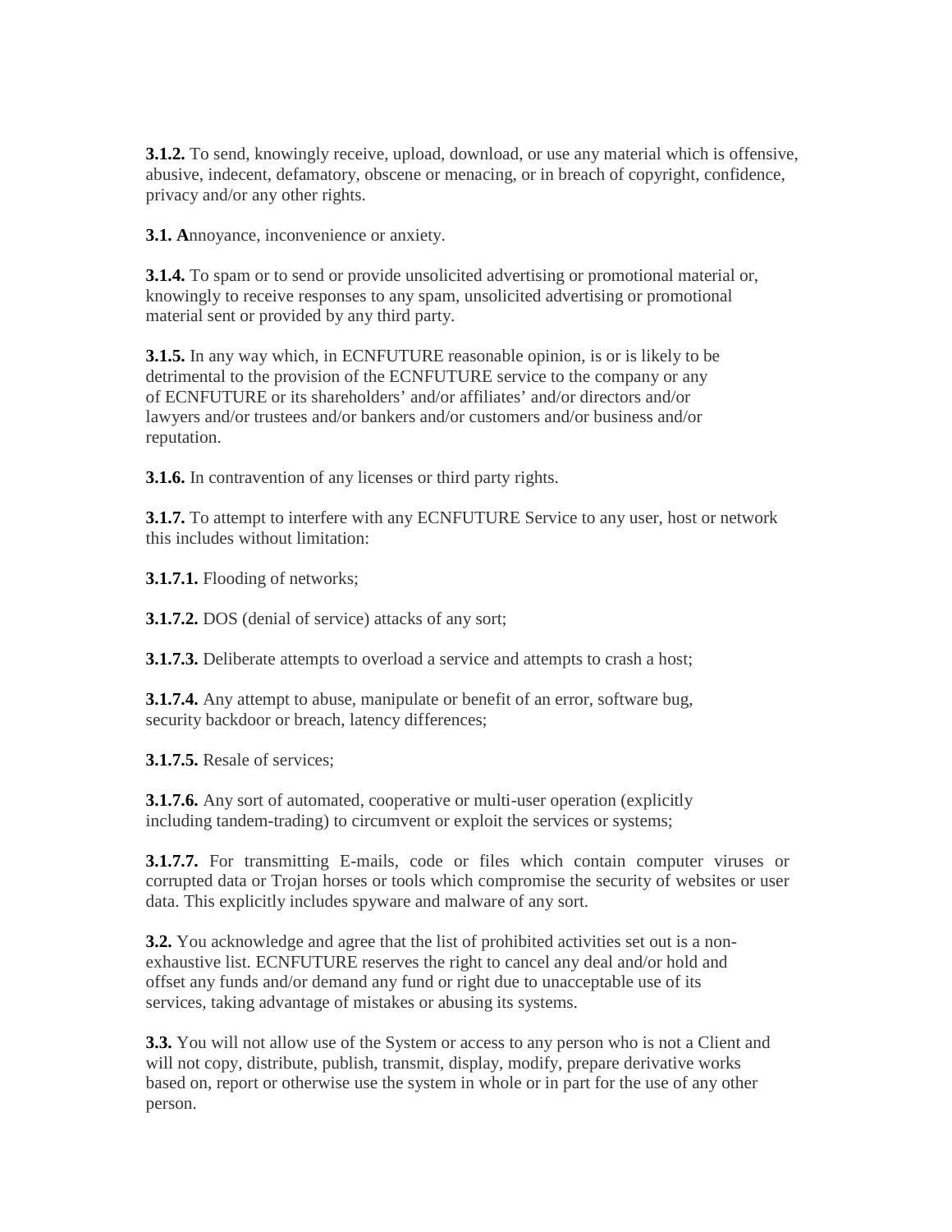**3.1.2.** To send, knowingly receive, upload, download, or use any material which is offensive, abusive, indecent, defamatory, obscene or menacing, or in breach of copyright, confidence, privacy and/or any other rights.

**3.1. A**nnoyance, inconvenience or anxiety.

**3.1.4.** To spam or to send or provide unsolicited advertising or promotional material or, knowingly to receive responses to any spam, unsolicited advertising or promotional material sent or provided by any third party.

**3.1.5.** In any way which, in ECNFUTURE reasonable opinion, is or is likely to be detrimental to the provision of the ECNFUTURE service to the company or any of ECNFUTURE or its shareholders' and/or affiliates' and/or directors and/or lawyers and/or trustees and/or bankers and/or customers and/or business and/or reputation.

**3.1.6.** In contravention of any licenses or third party rights.

**3.1.7.** To attempt to interfere with any ECNFUTURE Service to any user, host or network this includes without limitation:

**3.1.7.1.** Flooding of networks;

**3.1.7.2.** DOS (denial of service) attacks of any sort;

**3.1.7.3.** Deliberate attempts to overload a service and attempts to crash a host;

**3.1.7.4.** Any attempt to abuse, manipulate or benefit of an error, software bug, security backdoor or breach, latency differences;

**3.1.7.5.** Resale of services;

**3.1.7.6.** Any sort of automated, cooperative or multi-user operation (explicitly including tandem-trading) to circumvent or exploit the services or systems;

**3.1.7.7.** For transmitting E-mails, code or files which contain computer viruses or corrupted data or Trojan horses or tools which compromise the security of websites or user data. This explicitly includes spyware and malware of any sort.

**3.2.** You acknowledge and agree that the list of prohibited activities set out is a non-exhaustive list. ECNFUTURE reserves the right to cancel any deal and/or hold and offset any funds and/or demand any fund or right due to unacceptable use of its services, taking advantage of mistakes or abusing its systems.

**3.3.** You will not allow use of the System or access to any person who is not a Client and will not copy, distribute, publish, transmit, display, modify, prepare derivative works based on, report or otherwise use the system in whole or in part for the use of any other person.